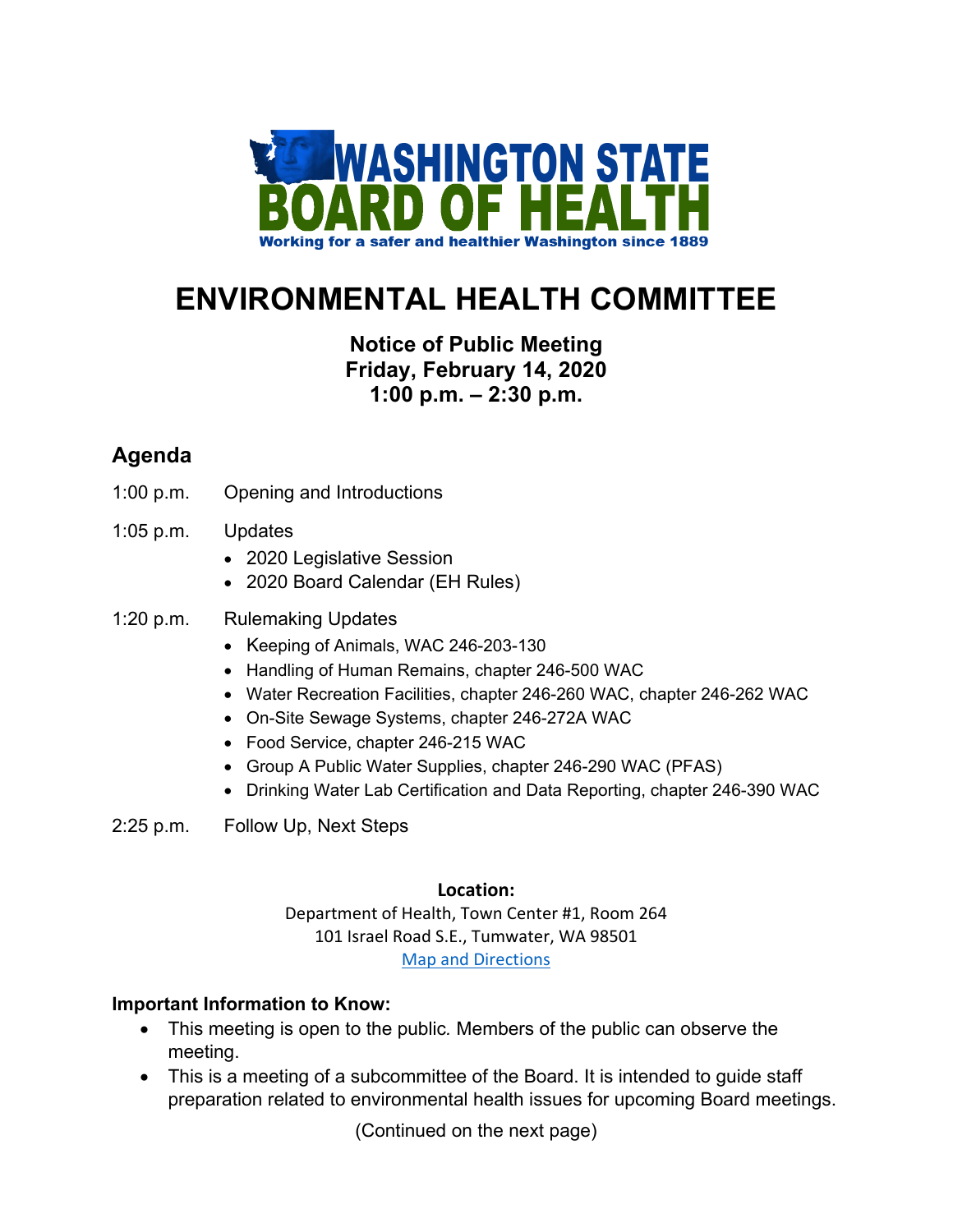WASHINGTON STATE BOARD OF HEALTH

Working for a safer and healthier Washington since 1889

# ENVIRONMENTAL HEALTH COMMITTEE

**Notice of Public Meeting**
**Friday, February 14, 2020**
**1:00 p.m. – 2:30 p.m.**

## Agenda

1:00 p.m. Opening and Introductions

1:05 p.m. Updates
- 2020 Legislative Session
- 2020 Board Calendar (EH Rules)

1:20 p.m. Rulemaking Updates
- Keeping of Animals, WAC 246-203-130
- Handling of Human Remains, chapter 246-500 WAC
- Water Recreation Facilities, chapter 246-260 WAC, chapter 246-262 WAC
- On-Site Sewage Systems, chapter 246-272A WAC
- Food Service, chapter 246-215 WAC
- Group A Public Water Supplies, chapter 246-290 WAC (PFAS)
- Drinking Water Lab Certification and Data Reporting, chapter 246-390 WAC

2:25 p.m. Follow Up, Next Steps

**Location:**
Department of Health, Town Center #1, Room 264
101 Israel Road S.E., Tumwater, WA 98501
Map and Directions

**Important Information to Know:**
- This meeting is open to the public. Members of the public can observe the meeting.
- This is a meeting of a subcommittee of the Board. It is intended to guide staff preparation related to environmental health issues for upcoming Board meetings.

(Continued on the next page)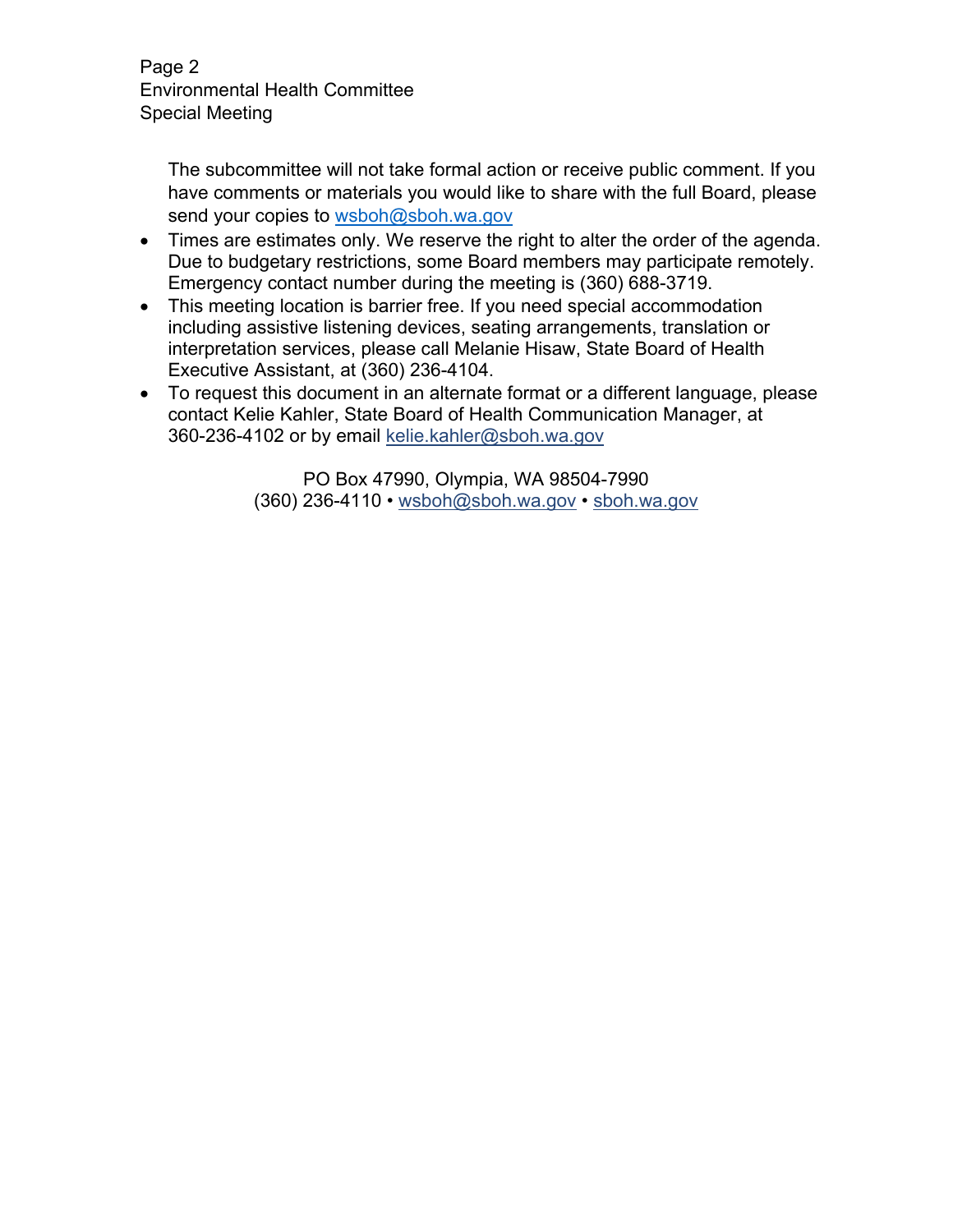The subcommittee will not take formal action or receive public comment. If you have comments or materials you would like to share with the full Board, please send your copies to wsboh@sboh.wa.gov

- Times are estimates only. We reserve the right to alter the order of the agenda. Due to budgetary restrictions, some Board members may participate remotely. Emergency contact number during the meeting is (360) 688-3719.
- This meeting location is barrier free. If you need special accommodation including assistive listening devices, seating arrangements, translation or interpretation services, please call Melanie Hisaw, State Board of Health Executive Assistant, at (360) 236-4104.
- To request this document in an alternate format or a different language, please contact Kelie Kahler, State Board of Health Communication Manager, at 360-236-4102 or by email kelie.kahler@sboh.wa.gov

PO Box 47990, Olympia, WA 98504-7990
(360) 236-4110 • wsboh@sboh.wa.gov • sboh.wa.gov